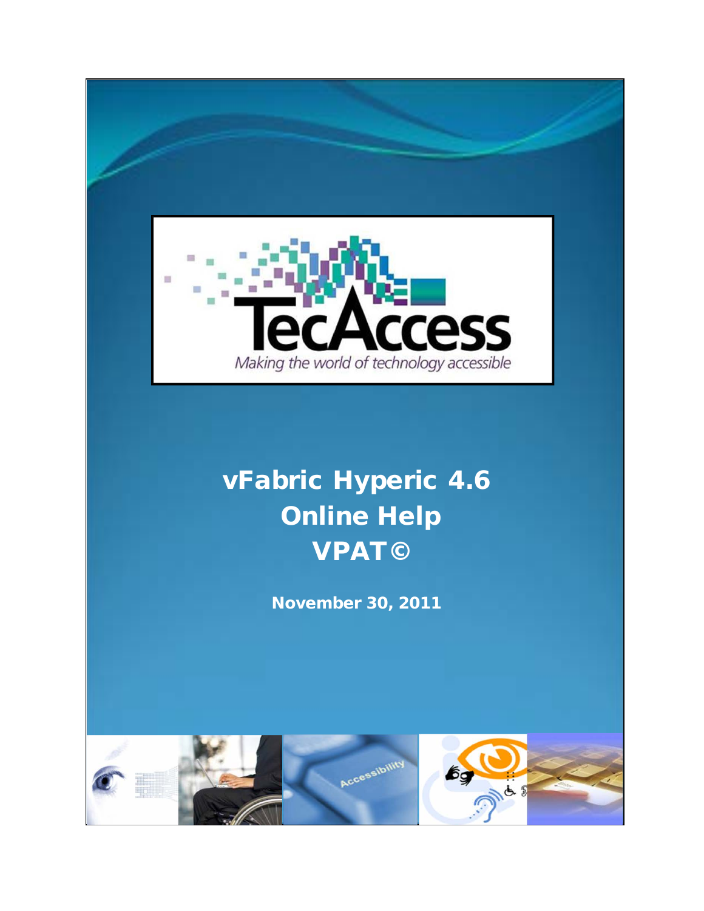TecAccess

*Making the world of technology accessible*

# vFabric Hyperic 4.6 Online Help VPAT©

**November 30, 2011**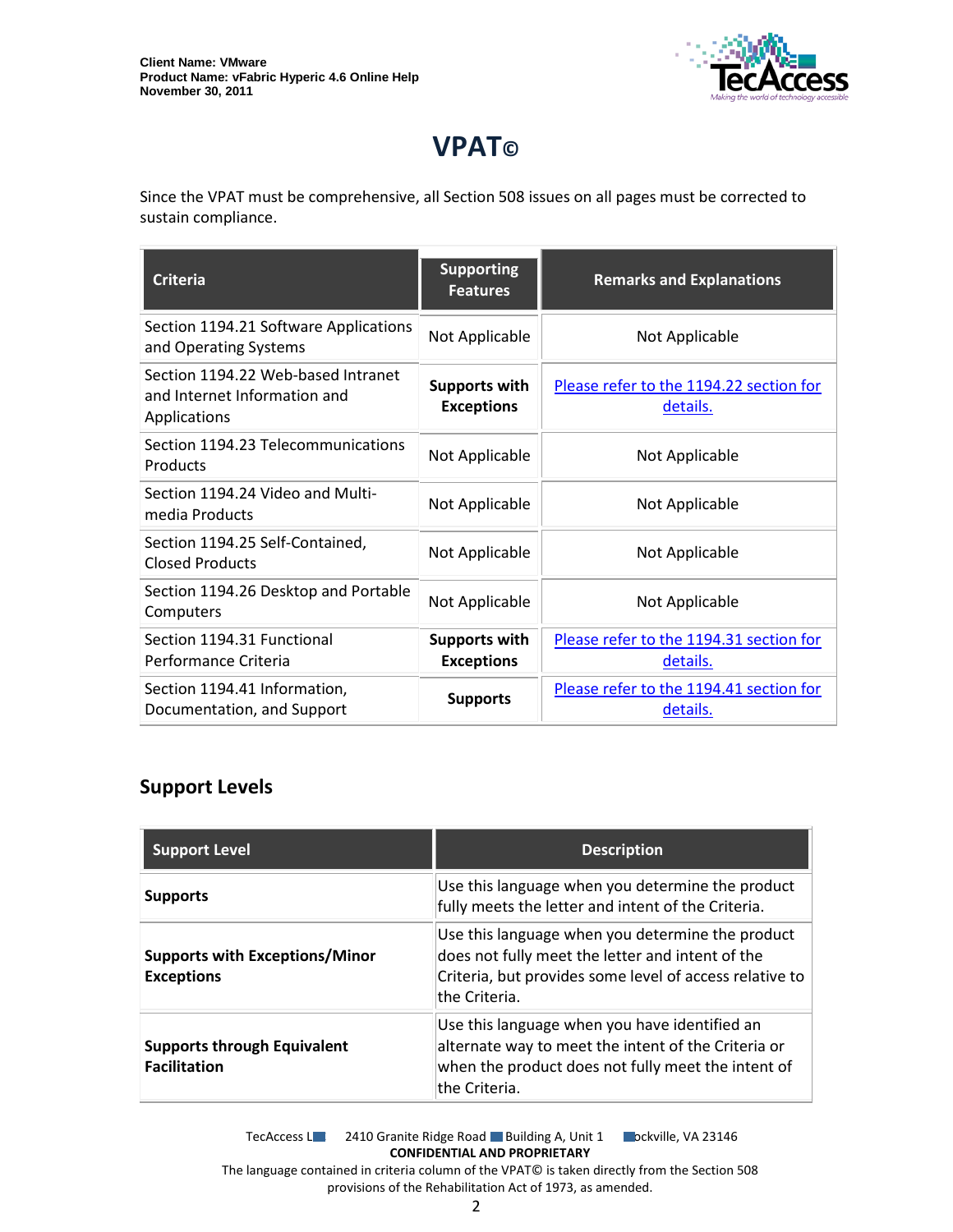# VPAT©

Since the VPAT must be comprehensive, all Section 508 issues on all pages must be corrected to sustain compliance.

| Criteria | Supporting Features | Remarks and Explanations |
|---|---|---|
| Section 1194.21 Software Applications and Operating Systems | Not Applicable | Not Applicable |
| Section 1194.22 Web-based Intranet and Internet Information and Applications | **Supports with Exceptions** | Please refer to the 1194.22 section for details. |
| Section 1194.23 Telecommunications Products | Not Applicable | Not Applicable |
| Section 1194.24 Video and Multi-media Products | Not Applicable | Not Applicable |
| Section 1194.25 Self-Contained, Closed Products | Not Applicable | Not Applicable |
| Section 1194.26 Desktop and Portable Computers | Not Applicable | Not Applicable |
| Section 1194.31 Functional Performance Criteria | **Supports with Exceptions** | Please refer to the 1194.31 section for details. |
| Section 1194.41 Information, Documentation, and Support | **Supports** | Please refer to the 1194.41 section for details. |

## Support Levels

| Support Level | Description |
|---|---|
| **Supports** | Use this language when you determine the product fully meets the letter and intent of the Criteria. |
| **Supports with Exceptions/Minor Exceptions** | Use this language when you determine the product does not fully meet the letter and intent of the Criteria, but provides some level of access relative to the Criteria. |
| **Supports through Equivalent Facilitation** | Use this language when you have identified an alternate way to meet the intent of the Criteria or when the product does not fully meet the intent of the Criteria. |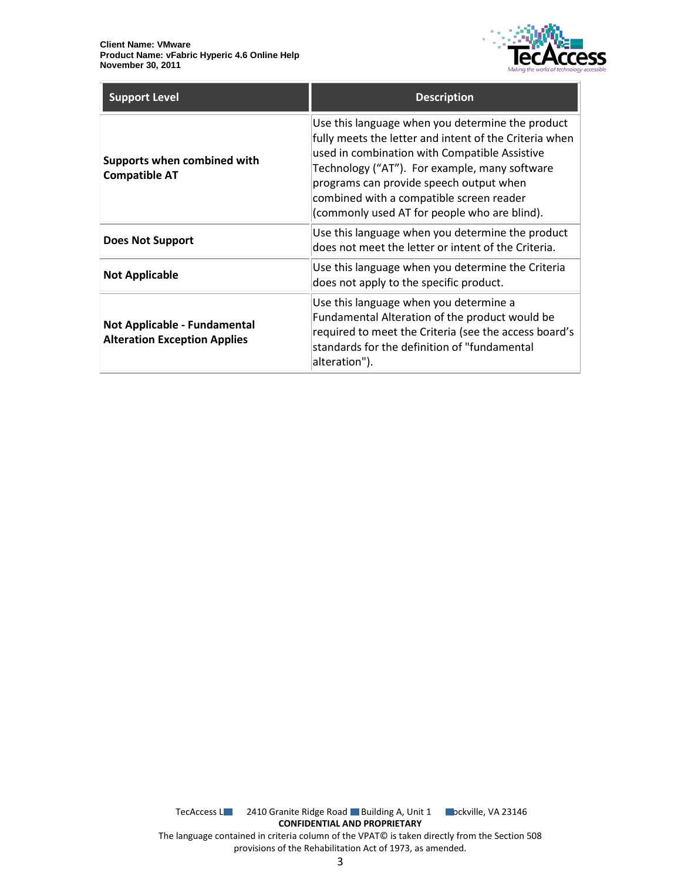| Support Level | Description |
| --- | --- |
| **Supports when combined with Compatible AT** | Use this language when you determine the product fully meets the letter and intent of the Criteria when used in combination with Compatible Assistive Technology ("AT"). For example, many software programs can provide speech output when combined with a compatible screen reader (commonly used AT for people who are blind). |
| **Does Not Support** | Use this language when you determine the product does not meet the letter or intent of the Criteria. |
| **Not Applicable** | Use this language when you determine the Criteria does not apply to the specific product. |
| **Not Applicable - Fundamental Alteration Exception Applies** | Use this language when you determine a Fundamental Alteration of the product would be required to meet the Criteria (see the access board's standards for the definition of "fundamental alteration"). |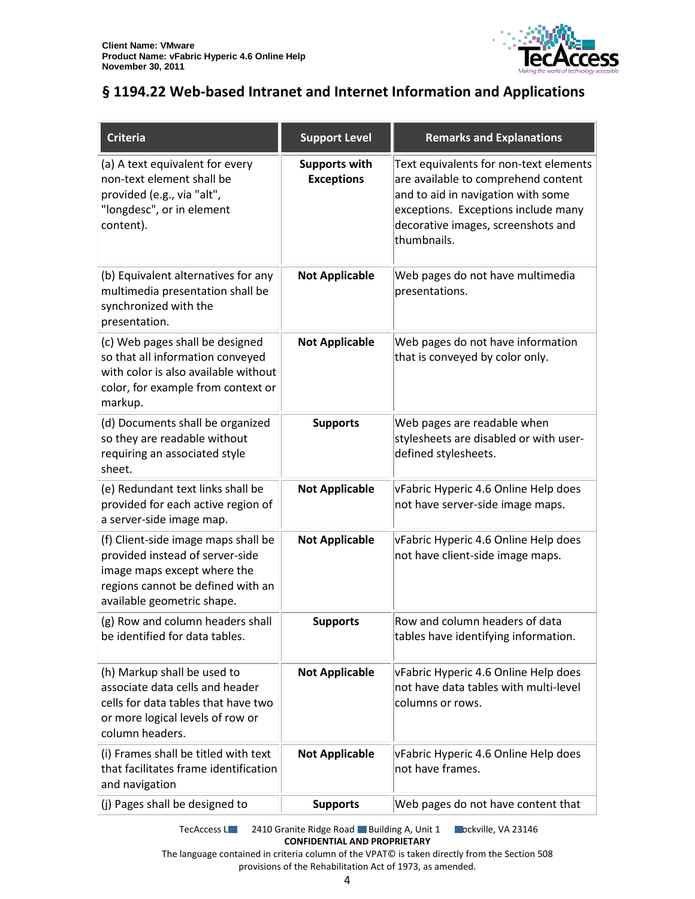## § 1194.22 Web-based Intranet and Internet Information and Applications

| Criteria | Support Level | Remarks and Explanations |
|---|---|---|
| (a) A text equivalent for every non-text element shall be provided (e.g., via "alt", "longdesc", or in element content). | **Supports with Exceptions** | Text equivalents for non-text elements are available to comprehend content and to aid in navigation with some exceptions. Exceptions include many decorative images, screenshots and thumbnails. |
| (b) Equivalent alternatives for any multimedia presentation shall be synchronized with the presentation. | **Not Applicable** | Web pages do not have multimedia presentations. |
| (c) Web pages shall be designed so that all information conveyed with color is also available without color, for example from context or markup. | **Not Applicable** | Web pages do not have information that is conveyed by color only. |
| (d) Documents shall be organized so they are readable without requiring an associated style sheet. | **Supports** | Web pages are readable when stylesheets are disabled or with user-defined stylesheets. |
| (e) Redundant text links shall be provided for each active region of a server-side image map. | **Not Applicable** | vFabric Hyperic 4.6 Online Help does not have server-side image maps. |
| (f) Client-side image maps shall be provided instead of server-side image maps except where the regions cannot be defined with an available geometric shape. | **Not Applicable** | vFabric Hyperic 4.6 Online Help does not have client-side image maps. |
| (g) Row and column headers shall be identified for data tables. | **Supports** | Row and column headers of data tables have identifying information. |
| (h) Markup shall be used to associate data cells and header cells for data tables that have two or more logical levels of row or column headers. | **Not Applicable** | vFabric Hyperic 4.6 Online Help does not have data tables with multi-level columns or rows. |
| (i) Frames shall be titled with text that facilitates frame identification and navigation | **Not Applicable** | vFabric Hyperic 4.6 Online Help does not have frames. |
| (j) Pages shall be designed to | **Supports** | Web pages do not have content that |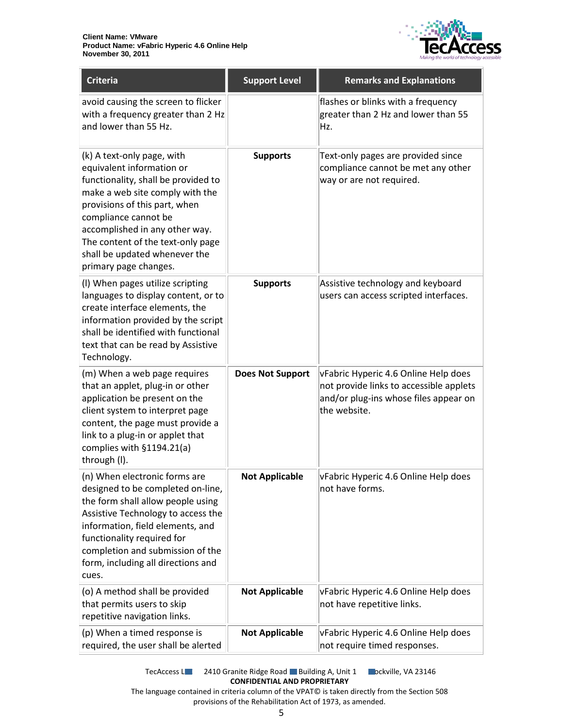| Criteria | Support Level | Remarks and Explanations |
| --- | --- | --- |
| avoid causing the screen to flicker with a frequency greater than 2 Hz and lower than 55 Hz. | | flashes or blinks with a frequency greater than 2 Hz and lower than 55 Hz. |
| (k) A text-only page, with equivalent information or functionality, shall be provided to make a web site comply with the provisions of this part, when compliance cannot be accomplished in any other way. The content of the text-only page shall be updated whenever the primary page changes. | **Supports** | Text-only pages are provided since compliance cannot be met any other way or are not required. |
| (l) When pages utilize scripting languages to display content, or to create interface elements, the information provided by the script shall be identified with functional text that can be read by Assistive Technology. | **Supports** | Assistive technology and keyboard users can access scripted interfaces. |
| (m) When a web page requires that an applet, plug-in or other application be present on the client system to interpret page content, the page must provide a link to a plug-in or applet that complies with §1194.21(a) through (l). | **Does Not Support** | vFabric Hyperic 4.6 Online Help does not provide links to accessible applets and/or plug-ins whose files appear on the website. |
| (n) When electronic forms are designed to be completed on-line, the form shall allow people using Assistive Technology to access the information, field elements, and functionality required for completion and submission of the form, including all directions and cues. | **Not Applicable** | vFabric Hyperic 4.6 Online Help does not have forms. |
| (o) A method shall be provided that permits users to skip repetitive navigation links. | **Not Applicable** | vFabric Hyperic 4.6 Online Help does not have repetitive links. |
| (p) When a timed response is required, the user shall be alerted | **Not Applicable** | vFabric Hyperic 4.6 Online Help does not require timed responses. |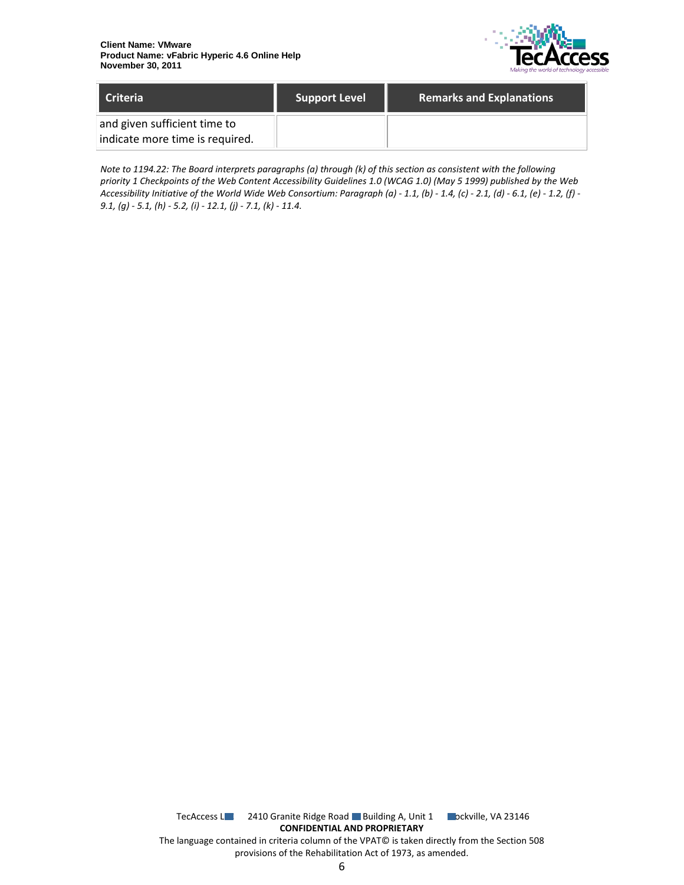| Criteria | Support Level | Remarks and Explanations |
|---|---|---|
| and given sufficient time to indicate more time is required. | | |

*Note to 1194.22: The Board interprets paragraphs (a) through (k) of this section as consistent with the following priority 1 Checkpoints of the Web Content Accessibility Guidelines 1.0 (WCAG 1.0) (May 5 1999) published by the Web Accessibility Initiative of the World Wide Web Consortium: Paragraph (a) - 1.1, (b) - 1.4, (c) - 2.1, (d) - 6.1, (e) - 1.2, (f) - 9.1, (g) - 5.1, (h) - 5.2, (i) - 12.1, (j) - 7.1, (k) - 11.4.*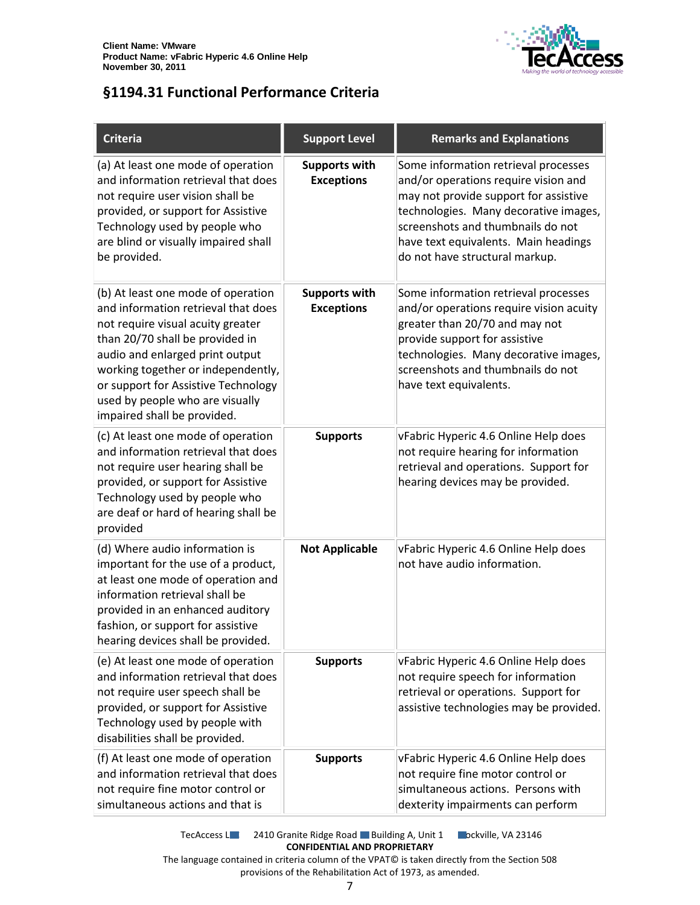## §1194.31 Functional Performance Criteria

| Criteria | Support Level | Remarks and Explanations |
| --- | --- | --- |
| (a) At least one mode of operation and information retrieval that does not require user vision shall be provided, or support for Assistive Technology used by people who are blind or visually impaired shall be provided. | **Supports with Exceptions** | Some information retrieval processes and/or operations require vision and may not provide support for assistive technologies. Many decorative images, screenshots and thumbnails do not have text equivalents. Main headings do not have structural markup. |
| (b) At least one mode of operation and information retrieval that does not require visual acuity greater than 20/70 shall be provided in audio and enlarged print output working together or independently, or support for Assistive Technology used by people who are visually impaired shall be provided. | **Supports with Exceptions** | Some information retrieval processes and/or operations require vision acuity greater than 20/70 and may not provide support for assistive technologies. Many decorative images, screenshots and thumbnails do not have text equivalents. |
| (c) At least one mode of operation and information retrieval that does not require user hearing shall be provided, or support for Assistive Technology used by people who are deaf or hard of hearing shall be provided | **Supports** | vFabric Hyperic 4.6 Online Help does not require hearing for information retrieval and operations. Support for hearing devices may be provided. |
| (d) Where audio information is important for the use of a product, at least one mode of operation and information retrieval shall be provided in an enhanced auditory fashion, or support for assistive hearing devices shall be provided. | **Not Applicable** | vFabric Hyperic 4.6 Online Help does not have audio information. |
| (e) At least one mode of operation and information retrieval that does not require user speech shall be provided, or support for Assistive Technology used by people with disabilities shall be provided. | **Supports** | vFabric Hyperic 4.6 Online Help does not require speech for information retrieval or operations. Support for assistive technologies may be provided. |
| (f) At least one mode of operation and information retrieval that does not require fine motor control or simultaneous actions and that is | **Supports** | vFabric Hyperic 4.6 Online Help does not require fine motor control or simultaneous actions. Persons with dexterity impairments can perform |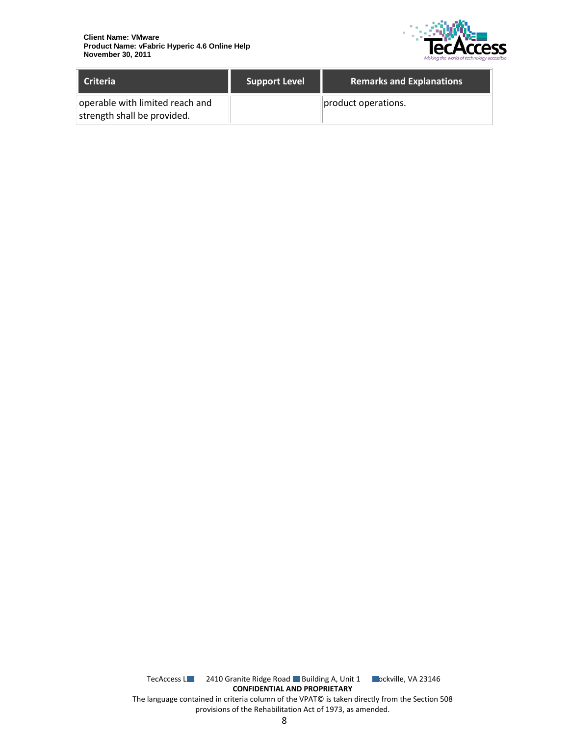| Criteria | Support Level | Remarks and Explanations |
| --- | --- | --- |
| operable with limited reach and strength shall be provided. | | product operations. |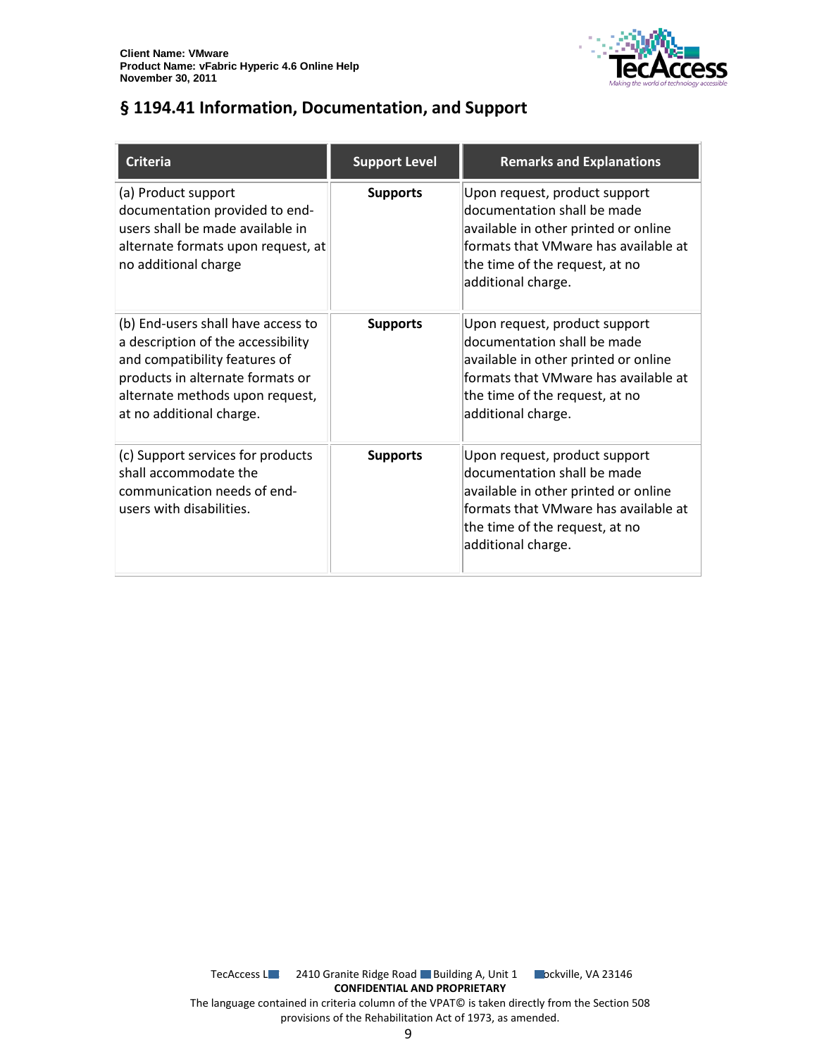## § 1194.41 Information, Documentation, and Support

| Criteria | Support Level | Remarks and Explanations |
|---|---|---|
| (a) Product support documentation provided to end-users shall be made available in alternate formats upon request, at no additional charge | **Supports** | Upon request, product support documentation shall be made available in other printed or online formats that VMware has available at the time of the request, at no additional charge. |
| (b) End-users shall have access to a description of the accessibility and compatibility features of products in alternate formats or alternate methods upon request, at no additional charge. | **Supports** | Upon request, product support documentation shall be made available in other printed or online formats that VMware has available at the time of the request, at no additional charge. |
| (c) Support services for products shall accommodate the communication needs of end-users with disabilities. | **Supports** | Upon request, product support documentation shall be made available in other printed or online formats that VMware has available at the time of the request, at no additional charge. |